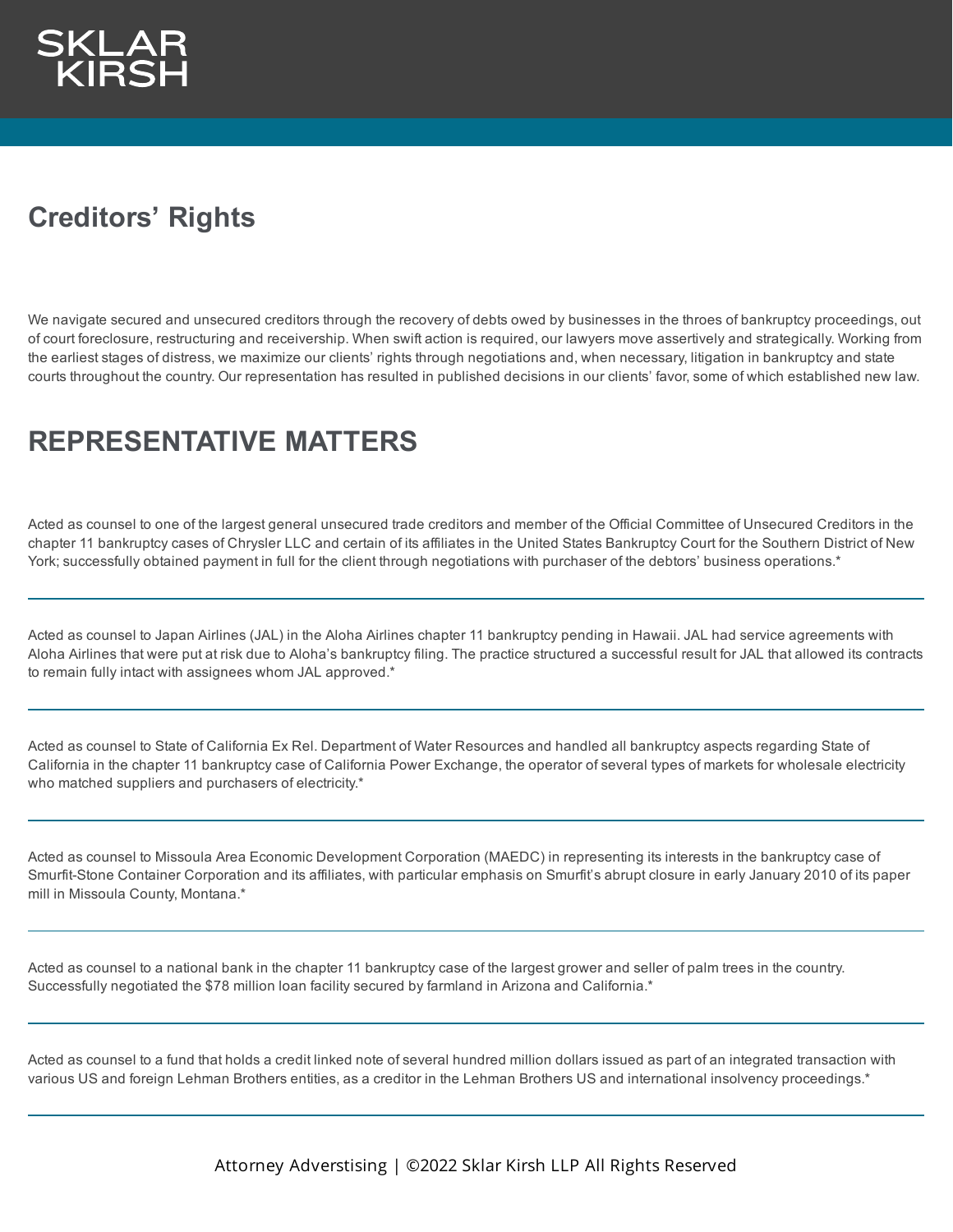SKLAR KIRSH

# Creditors' Rights

We navigate secured and unsecured creditors through the recovery of debts owed by businesses in the throes of bankruptcy proceedings, out of court foreclosure, restructuring and receivership. When swift action is required, our lawyers move assertively and strategically. Working from the earliest stages of distress, we maximize our clients' rights through negotiations and, when necessary, litigation in bankruptcy and state courts throughout the country. Our representation has resulted in published decisions in our clients' favor, some of which established new law.

## REPRESENTATIVE MATTERS

Acted as counsel to one of the largest general unsecured trade creditors and member of the Official Committee of Unsecured Creditors in the chapter 11 bankruptcy cases of Chrysler LLC and certain of its affiliates in the United States Bankruptcy Court for the Southern District of New York; successfully obtained payment in full for the client through negotiations with purchaser of the debtors' business operations.*

---

Acted as counsel to Japan Airlines (JAL) in the Aloha Airlines chapter 11 bankruptcy pending in Hawaii. JAL had service agreements with Aloha Airlines that were put at risk due to Aloha's bankruptcy filing. The practice structured a successful result for JAL that allowed its contracts to remain fully intact with assignees whom JAL approved.*

---

Acted as counsel to State of California Ex Rel. Department of Water Resources and handled all bankruptcy aspects regarding State of California in the chapter 11 bankruptcy case of California Power Exchange, the operator of several types of markets for wholesale electricity who matched suppliers and purchasers of electricity.*

---

Acted as counsel to Missoula Area Economic Development Corporation (MAEDC) in representing its interests in the bankruptcy case of Smurfit-Stone Container Corporation and its affiliates, with particular emphasis on Smurfit's abrupt closure in early January 2010 of its paper mill in Missoula County, Montana.*

---

Acted as counsel to a national bank in the chapter 11 bankruptcy case of the largest grower and seller of palm trees in the country. Successfully negotiated the $78 million loan facility secured by farmland in Arizona and California.*

---

Acted as counsel to a fund that holds a credit linked note of several hundred million dollars issued as part of an integrated transaction with various US and foreign Lehman Brothers entities, as a creditor in the Lehman Brothers US and international insolvency proceedings.*

---

Attorney Adverstising | ©2022 Sklar Kirsh LLP All Rights Reserved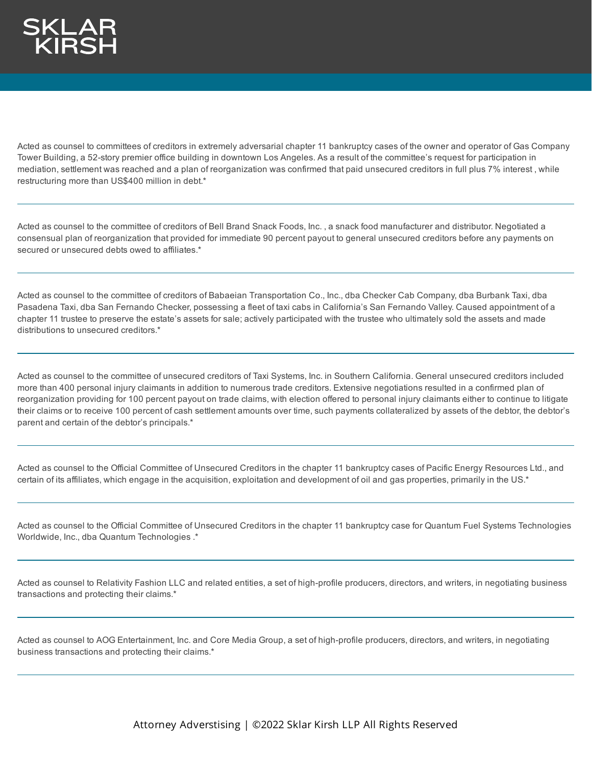Acted as counsel to committees of creditors in extremely adversarial chapter 11 bankruptcy cases of the owner and operator of Gas Company Tower Building, a 52-story premier office building in downtown Los Angeles. As a result of the committee's request for participation in mediation, settlement was reached and a plan of reorganization was confirmed that paid unsecured creditors in full plus 7% interest , while restructuring more than US$400 million in debt.*

---

Acted as counsel to the committee of creditors of Bell Brand Snack Foods, Inc. , a snack food manufacturer and distributor. Negotiated a consensual plan of reorganization that provided for immediate 90 percent payout to general unsecured creditors before any payments on secured or unsecured debts owed to affiliates.*

---

Acted as counsel to the committee of creditors of Babaeian Transportation Co., Inc., dba Checker Cab Company, dba Burbank Taxi, dba Pasadena Taxi, dba San Fernando Checker, possessing a fleet of taxi cabs in California's San Fernando Valley. Caused appointment of a chapter 11 trustee to preserve the estate's assets for sale; actively participated with the trustee who ultimately sold the assets and made distributions to unsecured creditors.*

---

Acted as counsel to the committee of unsecured creditors of Taxi Systems, Inc. in Southern California. General unsecured creditors included more than 400 personal injury claimants in addition to numerous trade creditors. Extensive negotiations resulted in a confirmed plan of reorganization providing for 100 percent payout on trade claims, with election offered to personal injury claimants either to continue to litigate their claims or to receive 100 percent of cash settlement amounts over time, such payments collateralized by assets of the debtor, the debtor's parent and certain of the debtor's principals.*

---

Acted as counsel to the Official Committee of Unsecured Creditors in the chapter 11 bankruptcy cases of Pacific Energy Resources Ltd., and certain of its affiliates, which engage in the acquisition, exploitation and development of oil and gas properties, primarily in the US.*

---

Acted as counsel to the Official Committee of Unsecured Creditors in the chapter 11 bankruptcy case for Quantum Fuel Systems Technologies Worldwide, Inc., dba Quantum Technologies .*

---

Acted as counsel to Relativity Fashion LLC and related entities, a set of high-profile producers, directors, and writers, in negotiating business transactions and protecting their claims.*

---

Acted as counsel to AOG Entertainment, Inc. and Core Media Group, a set of high-profile producers, directors, and writers, in negotiating business transactions and protecting their claims.*

---